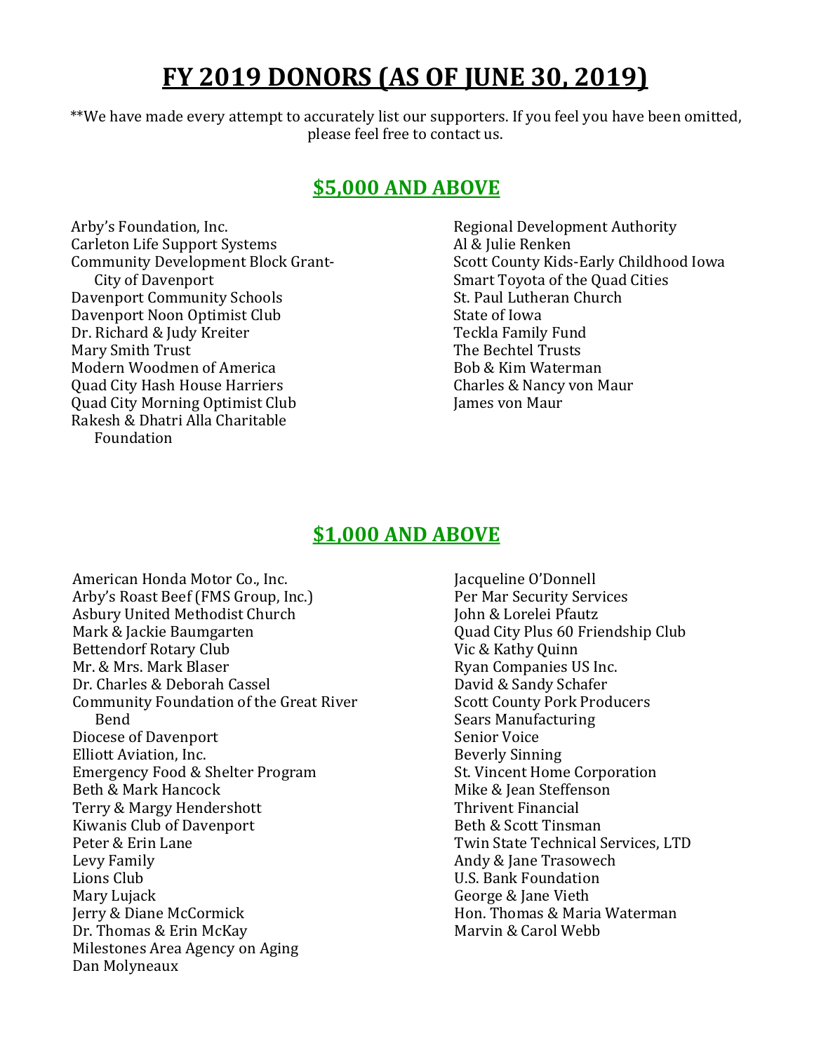# FY 2019 DONORS (AS OF JUNE 30, 2019)

**We have made every attempt to accurately list our supporters. If you feel you have been omitted, please feel free to contact us.

## $5,000 AND ABOVE

Arby's Foundation, Inc.
Carleton Life Support Systems
Community Development Block Grant-City of Davenport
Davenport Community Schools
Davenport Noon Optimist Club
Dr. Richard & Judy Kreiter
Mary Smith Trust
Modern Woodmen of America
Quad City Hash House Harriers
Quad City Morning Optimist Club
Rakesh & Dhatri Alla Charitable Foundation
Regional Development Authority
Al & Julie Renken
Scott County Kids-Early Childhood Iowa
Smart Toyota of the Quad Cities
St. Paul Lutheran Church
State of Iowa
Teckla Family Fund
The Bechtel Trusts
Bob & Kim Waterman
Charles & Nancy von Maur
James von Maur

## $1,000 AND ABOVE

American Honda Motor Co., Inc.
Arby's Roast Beef (FMS Group, Inc.)
Asbury United Methodist Church
Mark & Jackie Baumgarten
Bettendorf Rotary Club
Mr. & Mrs. Mark Blaser
Dr. Charles & Deborah Cassel
Community Foundation of the Great River Bend
Diocese of Davenport
Elliott Aviation, Inc.
Emergency Food & Shelter Program
Beth & Mark Hancock
Terry & Margy Hendershott
Kiwanis Club of Davenport
Peter & Erin Lane
Levy Family
Lions Club
Mary Lujack
Jerry & Diane McCormick
Dr. Thomas & Erin McKay
Milestones Area Agency on Aging
Dan Molyneaux
Jacqueline O'Donnell
Per Mar Security Services
John & Lorelei Pfautz
Quad City Plus 60 Friendship Club
Vic & Kathy Quinn
Ryan Companies US Inc.
David & Sandy Schafer
Scott County Pork Producers
Sears Manufacturing
Senior Voice
Beverly Sinning
St. Vincent Home Corporation
Mike & Jean Steffenson
Thrivent Financial
Beth & Scott Tinsman
Twin State Technical Services, LTD
Andy & Jane Trasowech
U.S. Bank Foundation
George & Jane Vieth
Hon. Thomas & Maria Waterman
Marvin & Carol Webb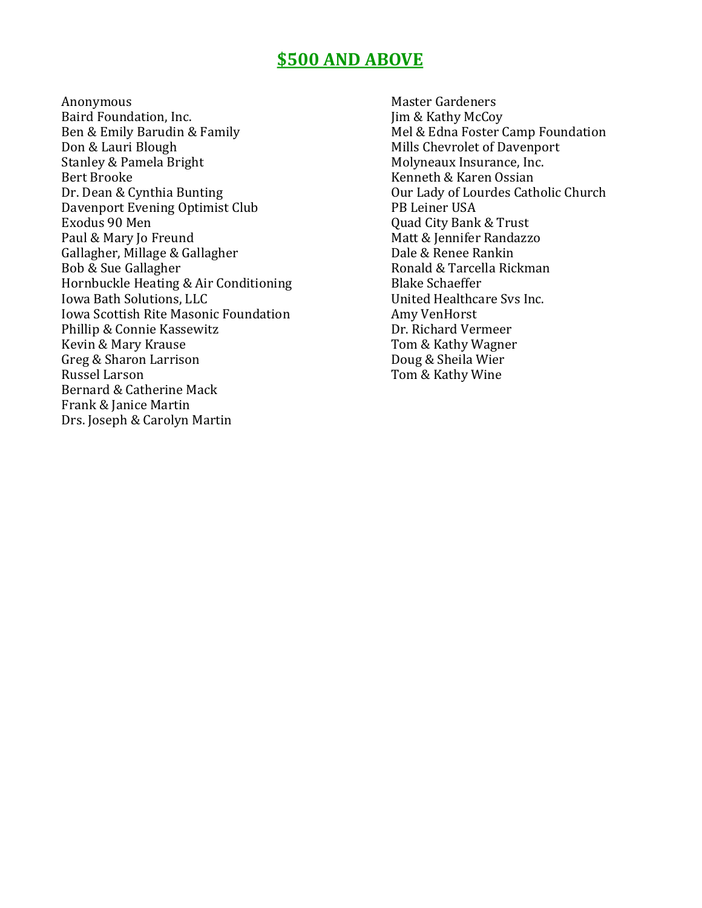## $500 AND ABOVE

Anonymous
Baird Foundation, Inc.
Ben & Emily Barudin & Family
Don & Lauri Blough
Stanley & Pamela Bright
Bert Brooke
Dr. Dean & Cynthia Bunting
Davenport Evening Optimist Club
Exodus 90 Men
Paul & Mary Jo Freund
Gallagher, Millage & Gallagher
Bob & Sue Gallagher
Hornbuckle Heating & Air Conditioning
Iowa Bath Solutions, LLC
Iowa Scottish Rite Masonic Foundation
Phillip & Connie Kassewitz
Kevin & Mary Krause
Greg & Sharon Larrison
Russel Larson
Bernard & Catherine Mack
Frank & Janice Martin
Drs. Joseph & Carolyn Martin
Master Gardeners
Jim & Kathy McCoy
Mel & Edna Foster Camp Foundation
Mills Chevrolet of Davenport
Molyneaux Insurance, Inc.
Kenneth & Karen Ossian
Our Lady of Lourdes Catholic Church
PB Leiner USA
Quad City Bank & Trust
Matt & Jennifer Randazzo
Dale & Renee Rankin
Ronald & Tarcella Rickman
Blake Schaeffer
United Healthcare Svs Inc.
Amy VenHorst
Dr. Richard Vermeer
Tom & Kathy Wagner
Doug & Sheila Wier
Tom & Kathy Wine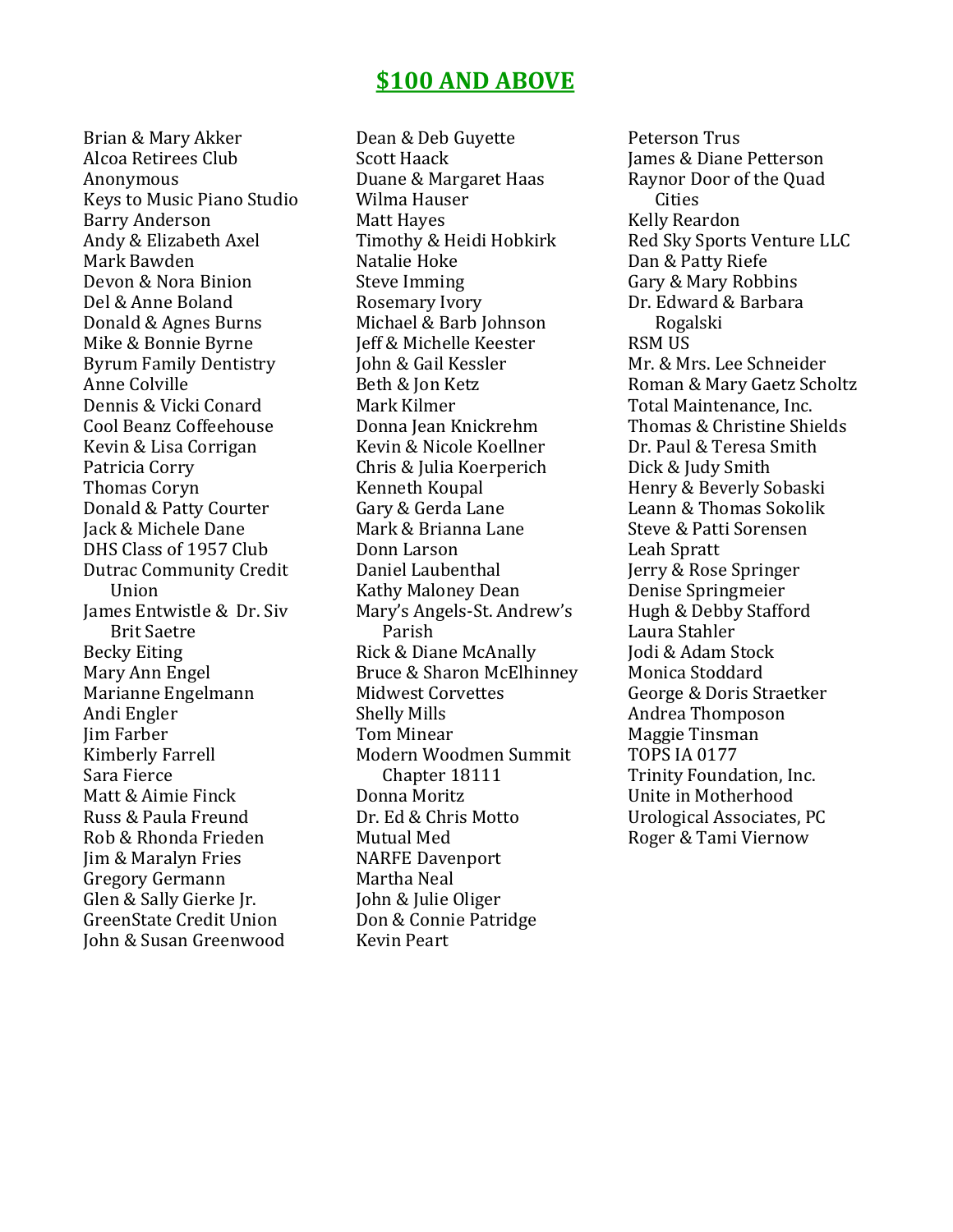## $100 AND ABOVE

Brian & Mary Akker
Alcoa Retirees Club
Anonymous
Keys to Music Piano Studio
Barry Anderson
Andy & Elizabeth Axel
Mark Bawden
Devon & Nora Binion
Del & Anne Boland
Donald & Agnes Burns
Mike & Bonnie Byrne
Byrum Family Dentistry
Anne Colville
Dennis & Vicki Conard
Cool Beanz Coffeehouse
Kevin & Lisa Corrigan
Patricia Corry
Thomas Coryn
Donald & Patty Courter
Jack & Michele Dane
DHS Class of 1957 Club
Dutrac Community Credit Union
James Entwistle & Dr. Siv Brit Saetre
Becky Eiting
Mary Ann Engel
Marianne Engelmann
Andi Engler
Jim Farber
Kimberly Farrell
Sara Fierce
Matt & Aimie Finck
Russ & Paula Freund
Rob & Rhonda Frieden
Jim & Maralyn Fries
Gregory Germann
Glen & Sally Gierke Jr.
GreenState Credit Union
John & Susan Greenwood
Dean & Deb Guyette
Scott Haack
Duane & Margaret Haas
Wilma Hauser
Matt Hayes
Timothy & Heidi Hobkirk
Natalie Hoke
Steve Imming
Rosemary Ivory
Michael & Barb Johnson
Jeff & Michelle Keester
John & Gail Kessler
Beth & Jon Ketz
Mark Kilmer
Donna Jean Knickrehm
Kevin & Nicole Koellner
Chris & Julia Koerperich
Kenneth Koupal
Gary & Gerda Lane
Mark & Brianna Lane
Donn Larson
Daniel Laubenthal
Kathy Maloney Dean
Mary's Angels-St. Andrew's Parish
Rick & Diane McAnally
Bruce & Sharon McElhinney
Midwest Corvettes
Shelly Mills
Tom Minear
Modern Woodmen Summit Chapter 18111
Donna Moritz
Dr. Ed & Chris Motto
Mutual Med
NARFE Davenport
Martha Neal
John & Julie Oliger
Don & Connie Patridge
Kevin Peart
Peterson Trus
James & Diane Petterson
Raynor Door of the Quad Cities
Kelly Reardon
Red Sky Sports Venture LLC
Dan & Patty Riefe
Gary & Mary Robbins
Dr. Edward & Barbara Rogalski
RSM US
Mr. & Mrs. Lee Schneider
Roman & Mary Gaetz Scholtz
Total Maintenance, Inc.
Thomas & Christine Shields
Dr. Paul & Teresa Smith
Dick & Judy Smith
Henry & Beverly Sobaski
Leann & Thomas Sokolik
Steve & Patti Sorensen
Leah Spratt
Jerry & Rose Springer
Denise Springmeier
Hugh & Debby Stafford
Laura Stahler
Jodi & Adam Stock
Monica Stoddard
George & Doris Straetker
Andrea Thomposon
Maggie Tinsman
TOPS IA 0177
Trinity Foundation, Inc.
Unite in Motherhood
Urological Associates, PC
Roger & Tami Viernow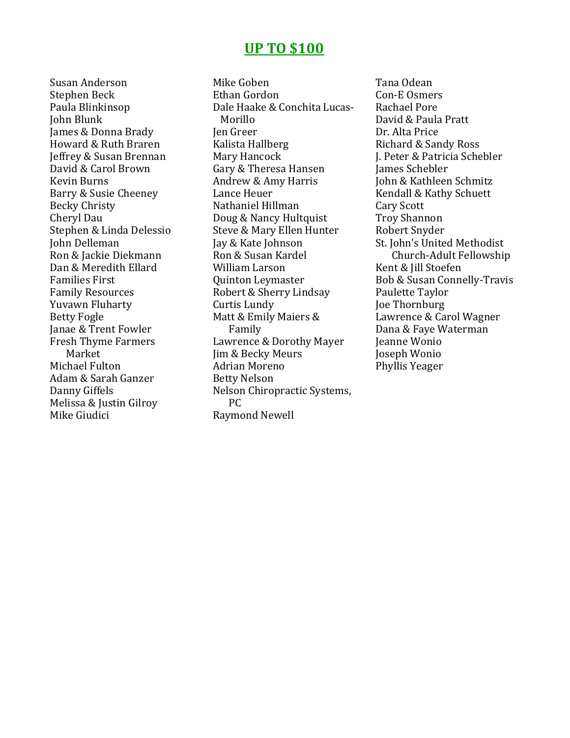## UP TO $100

Susan Anderson
Stephen Beck
Paula Blinkinsop
John Blunk
James & Donna Brady
Howard & Ruth Braren
Jeffrey & Susan Brennan
David & Carol Brown
Kevin Burns
Barry & Susie Cheeney
Becky Christy
Cheryl Dau
Stephen & Linda Delessio
John Delleman
Ron & Jackie Diekmann
Dan & Meredith Ellard
Families First
Family Resources
Yuvawn Fluharty
Betty Fogle
Janae & Trent Fowler
Fresh Thyme Farmers Market
Michael Fulton
Adam & Sarah Ganzer
Danny Giffels
Melissa & Justin Gilroy
Mike Giudici
Mike Goben
Ethan Gordon
Dale Haake & Conchita Lucas-Morillo
Jen Greer
Kalista Hallberg
Mary Hancock
Gary & Theresa Hansen
Andrew & Amy Harris
Lance Heuer
Nathaniel Hillman
Doug & Nancy Hultquist
Steve & Mary Ellen Hunter
Jay & Kate Johnson
Ron & Susan Kardel
William Larson
Quinton Leymaster
Robert & Sherry Lindsay
Curtis Lundy
Matt & Emily Maiers & Family
Lawrence & Dorothy Mayer
Jim & Becky Meurs
Adrian Moreno
Betty Nelson
Nelson Chiropractic Systems, PC
Raymond Newell
Tana Odean
Con-E Osmers
Rachael Pore
David & Paula Pratt
Dr. Alta Price
Richard & Sandy Ross
J. Peter & Patricia Schebler
James Schebler
John & Kathleen Schmitz
Kendall & Kathy Schuett
Cary Scott
Troy Shannon
Robert Snyder
St. John's United Methodist Church-Adult Fellowship
Kent & Jill Stoefen
Bob & Susan Connelly-Travis
Paulette Taylor
Joe Thornburg
Lawrence & Carol Wagner
Dana & Faye Waterman
Jeanne Wonio
Joseph Wonio
Phyllis Yeager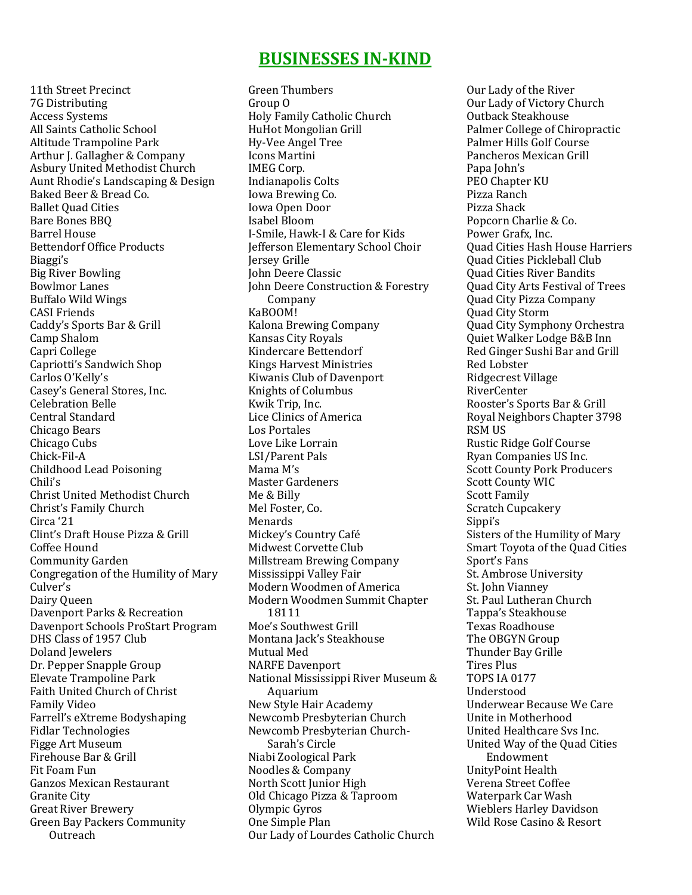## BUSINESSES IN-KIND

11th Street Precinct
7G Distributing
Access Systems
All Saints Catholic School
Altitude Trampoline Park
Arthur J. Gallagher & Company
Asbury United Methodist Church
Aunt Rhodie's Landscaping & Design
Baked Beer & Bread Co.
Ballet Quad Cities
Bare Bones BBQ
Barrel House
Bettendorf Office Products
Biaggi's
Big River Bowling
Bowlmor Lanes
Buffalo Wild Wings
CASI Friends
Caddy's Sports Bar & Grill
Camp Shalom
Capri College
Capriotti's Sandwich Shop
Carlos O'Kelly's
Casey's General Stores, Inc.
Celebration Belle
Central Standard
Chicago Bears
Chicago Cubs
Chick-Fil-A
Childhood Lead Poisoning
Chili's
Christ United Methodist Church
Christ's Family Church
Circa '21
Clint's Draft House Pizza & Grill
Coffee Hound
Community Garden
Congregation of the Humility of Mary
Culver's
Dairy Queen
Davenport Parks & Recreation
Davenport Schools ProStart Program
DHS Class of 1957 Club
Doland Jewelers
Dr. Pepper Snapple Group
Elevate Trampoline Park
Faith United Church of Christ
Family Video
Farrell's eXtreme Bodyshaping
Fidlar Technologies
Figge Art Museum
Firehouse Bar & Grill
Fit Foam Fun
Ganzos Mexican Restaurant
Granite City
Great River Brewery
Green Bay Packers Community Outreach
Green Thumbers
Group O
Holy Family Catholic Church
HuHot Mongolian Grill
Hy-Vee Angel Tree
Icons Martini
IMEG Corp.
Indianapolis Colts
Iowa Brewing Co.
Iowa Open Door
Isabel Bloom
I-Smile, Hawk-I & Care for Kids
Jefferson Elementary School Choir
Jersey Grille
John Deere Classic
John Deere Construction & Forestry Company
KaBOOM!
Kalona Brewing Company
Kansas City Royals
Kindercare Bettendorf
Kings Harvest Ministries
Kiwanis Club of Davenport
Knights of Columbus
Kwik Trip, Inc.
Lice Clinics of America
Los Portales
Love Like Lorrain
LSI/Parent Pals
Mama M's
Master Gardeners
Me & Billy
Mel Foster, Co.
Menards
Mickey's Country Café
Midwest Corvette Club
Millstream Brewing Company
Mississippi Valley Fair
Modern Woodmen of America
Modern Woodmen Summit Chapter 18111
Moe's Southwest Grill
Montana Jack's Steakhouse
Mutual Med
NARFE Davenport
National Mississippi River Museum & Aquarium
New Style Hair Academy
Newcomb Presbyterian Church
Newcomb Presbyterian Church-Sarah's Circle
Niabi Zoological Park
Noodles & Company
North Scott Junior High
Old Chicago Pizza & Taproom
Olympic Gyros
One Simple Plan
Our Lady of Lourdes Catholic Church
Our Lady of the River
Our Lady of Victory Church
Outback Steakhouse
Palmer College of Chiropractic
Palmer Hills Golf Course
Pancheros Mexican Grill
Papa John's
PEO Chapter KU
Pizza Ranch
Pizza Shack
Popcorn Charlie & Co.
Power Grafx, Inc.
Quad Cities Hash House Harriers
Quad Cities Pickleball Club
Quad Cities River Bandits
Quad City Arts Festival of Trees
Quad City Pizza Company
Quad City Storm
Quad City Symphony Orchestra
Quiet Walker Lodge B&B Inn
Red Ginger Sushi Bar and Grill
Red Lobster
Ridgecrest Village
RiverCenter
Rooster's Sports Bar & Grill
Royal Neighbors Chapter 3798
RSM US
Rustic Ridge Golf Course
Ryan Companies US Inc.
Scott County Pork Producers
Scott County WIC
Scott Family
Scratch Cupcakery
Sippi's
Sisters of the Humility of Mary
Smart Toyota of the Quad Cities
Sport's Fans
St. Ambrose University
St. John Vianney
St. Paul Lutheran Church
Tappa's Steakhouse
Texas Roadhouse
The OBGYN Group
Thunder Bay Grille
Tires Plus
TOPS IA 0177
Understood
Underwear Because We Care
Unite in Motherhood
United Healthcare Svs Inc.
United Way of the Quad Cities Endowment
UnityPoint Health
Verena Street Coffee
Waterpark Car Wash
Wieblers Harley Davidson
Wild Rose Casino & Resort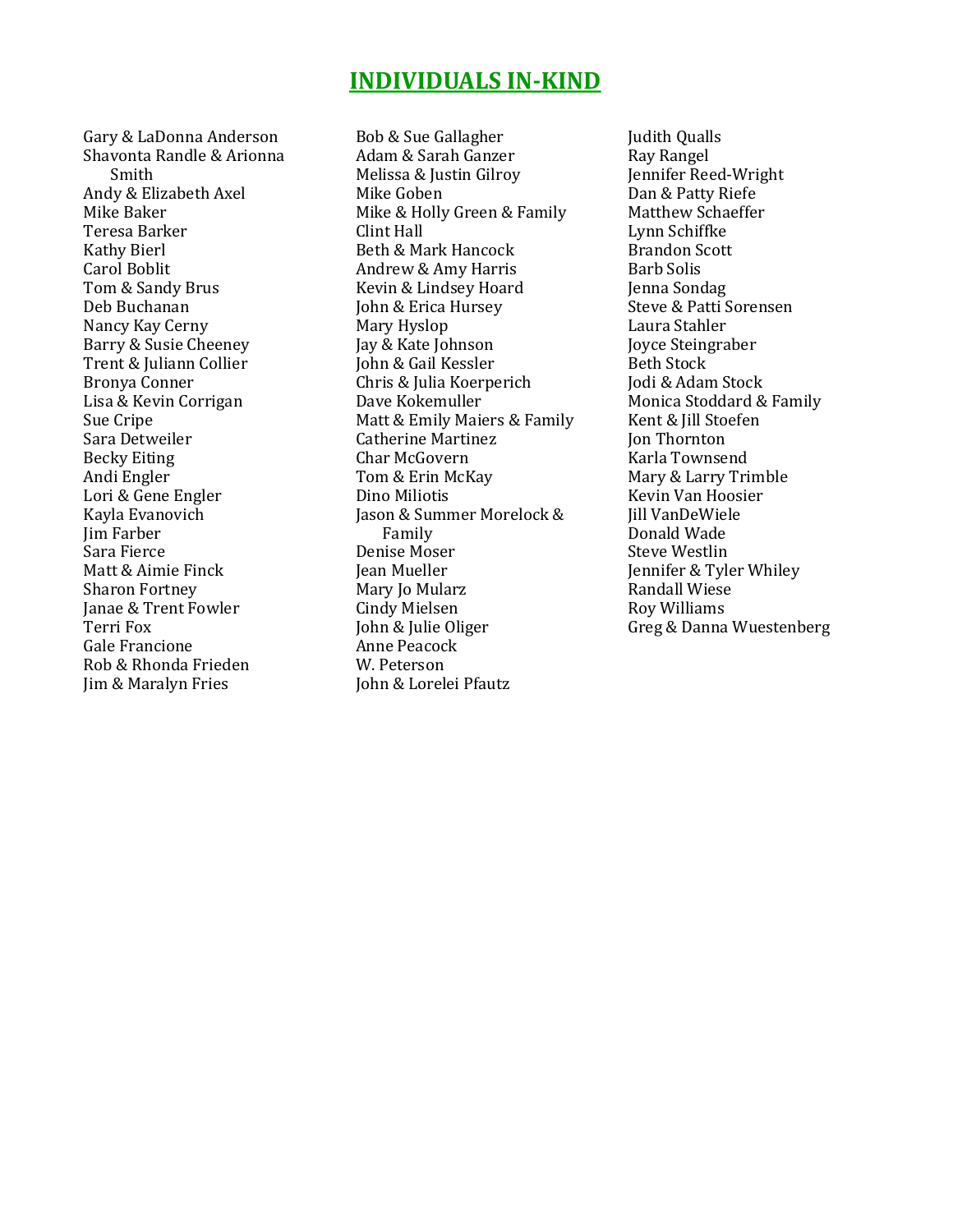## INDIVIDUALS IN-KIND

Gary & LaDonna Anderson
Shavonta Randle & Arionna Smith
Andy & Elizabeth Axel
Mike Baker
Teresa Barker
Kathy Bierl
Carol Boblit
Tom & Sandy Brus
Deb Buchanan
Nancy Kay Cerny
Barry & Susie Cheeney
Trent & Juliann Collier
Bronya Conner
Lisa & Kevin Corrigan
Sue Cripe
Sara Detweiler
Becky Eiting
Andi Engler
Lori & Gene Engler
Kayla Evanovich
Jim Farber
Sara Fierce
Matt & Aimie Finck
Sharon Fortney
Janae & Trent Fowler
Terri Fox
Gale Francione
Rob & Rhonda Frieden
Jim & Maralyn Fries
Bob & Sue Gallagher
Adam & Sarah Ganzer
Melissa & Justin Gilroy
Mike Goben
Mike & Holly Green & Family
Clint Hall
Beth & Mark Hancock
Andrew & Amy Harris
Kevin & Lindsey Hoard
John & Erica Hursey
Mary Hyslop
Jay & Kate Johnson
John & Gail Kessler
Chris & Julia Koerperich
Dave Kokemuller
Matt & Emily Maiers & Family
Catherine Martinez
Char McGovern
Tom & Erin McKay
Dino Miliotis
Jason & Summer Morelock & Family
Denise Moser
Jean Mueller
Mary Jo Mularz
Cindy Mielsen
John & Julie Oliger
Anne Peacock
W. Peterson
John & Lorelei Pfautz
Judith Qualls
Ray Rangel
Jennifer Reed-Wright
Dan & Patty Riefe
Matthew Schaeffer
Lynn Schiffke
Brandon Scott
Barb Solis
Jenna Sondag
Steve & Patti Sorensen
Laura Stahler
Joyce Steingraber
Beth Stock
Jodi & Adam Stock
Monica Stoddard & Family
Kent & Jill Stoefen
Jon Thornton
Karla Townsend
Mary & Larry Trimble
Kevin Van Hoosier
Jill VanDeWiele
Donald Wade
Steve Westlin
Jennifer & Tyler Whiley
Randall Wiese
Roy Williams
Greg & Danna Wuestenberg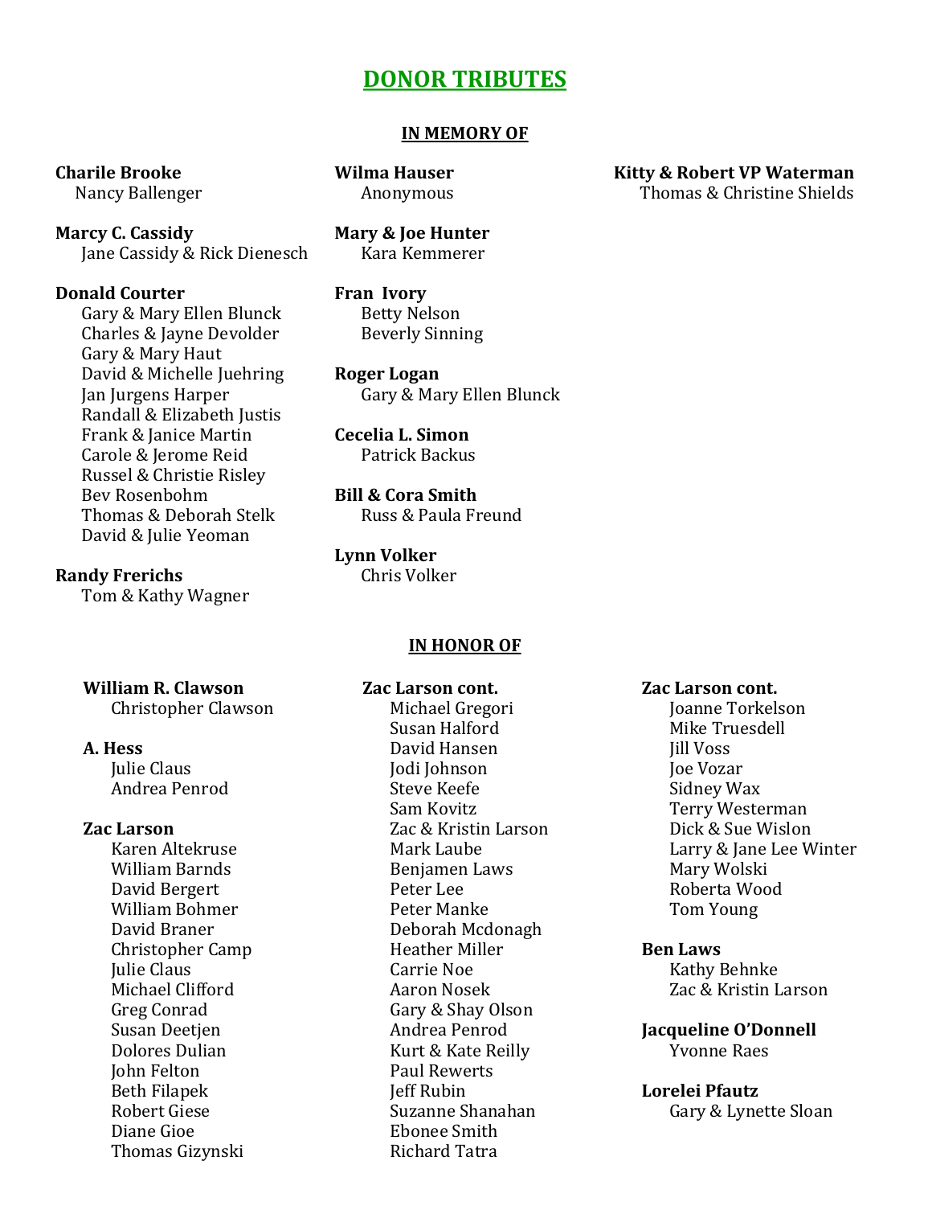# DONOR TRIBUTES

## IN MEMORY OF

**Charile Brooke**
Nancy Ballenger

**Marcy C. Cassidy**
Jane Cassidy & Rick Dienesch

**Donald Courter**
Gary & Mary Ellen Blunck
Charles & Jayne Devolder
Gary & Mary Haut
David & Michelle Juehring
Jan Jurgens Harper
Randall & Elizabeth Justis
Frank & Janice Martin
Carole & Jerome Reid
Russel & Christie Risley
Bev Rosenbohm
Thomas & Deborah Stelk
David & Julie Yeoman

**Randy Frerichs**
Tom & Kathy Wagner

**Wilma Hauser**
Anonymous

**Mary & Joe Hunter**
Kara Kemmerer

**Fran Ivory**
Betty Nelson
Beverly Sinning

**Roger Logan**
Gary & Mary Ellen Blunck

**Cecelia L. Simon**
Patrick Backus

**Bill & Cora Smith**
Russ & Paula Freund

**Lynn Volker**
Chris Volker

**Kitty & Robert VP Waterman**
Thomas & Christine Shields

## IN HONOR OF

**William R. Clawson**
Christopher Clawson

**A. Hess**
Julie Claus
Andrea Penrod

**Zac Larson**
Karen Altekruse
William Barnds
David Bergert
William Bohmer
David Braner
Christopher Camp
Julie Claus
Michael Clifford
Greg Conrad
Susan Deetjen
Dolores Dulian
John Felton
Beth Filapek
Robert Giese
Diane Gioe
Thomas Gizynski

**Zac Larson cont.**
Michael Gregori
Susan Halford
David Hansen
Jodi Johnson
Steve Keefe
Sam Kovitz
Zac & Kristin Larson
Mark Laube
Benjamen Laws
Peter Lee
Peter Manke
Deborah Mcdonagh
Heather Miller
Carrie Noe
Aaron Nosek
Gary & Shay Olson
Andrea Penrod
Kurt & Kate Reilly
Paul Rewerts
Jeff Rubin
Suzanne Shanahan
Ebonee Smith
Richard Tatra

**Zac Larson cont.**
Joanne Torkelson
Mike Truesdell
Jill Voss
Joe Vozar
Sidney Wax
Terry Westerman
Dick & Sue Wislon
Larry & Jane Lee Winter
Mary Wolski
Roberta Wood
Tom Young

**Ben Laws**
Kathy Behnke
Zac & Kristin Larson

**Jacqueline O'Donnell**
Yvonne Raes

**Lorelei Pfautz**
Gary & Lynette Sloan